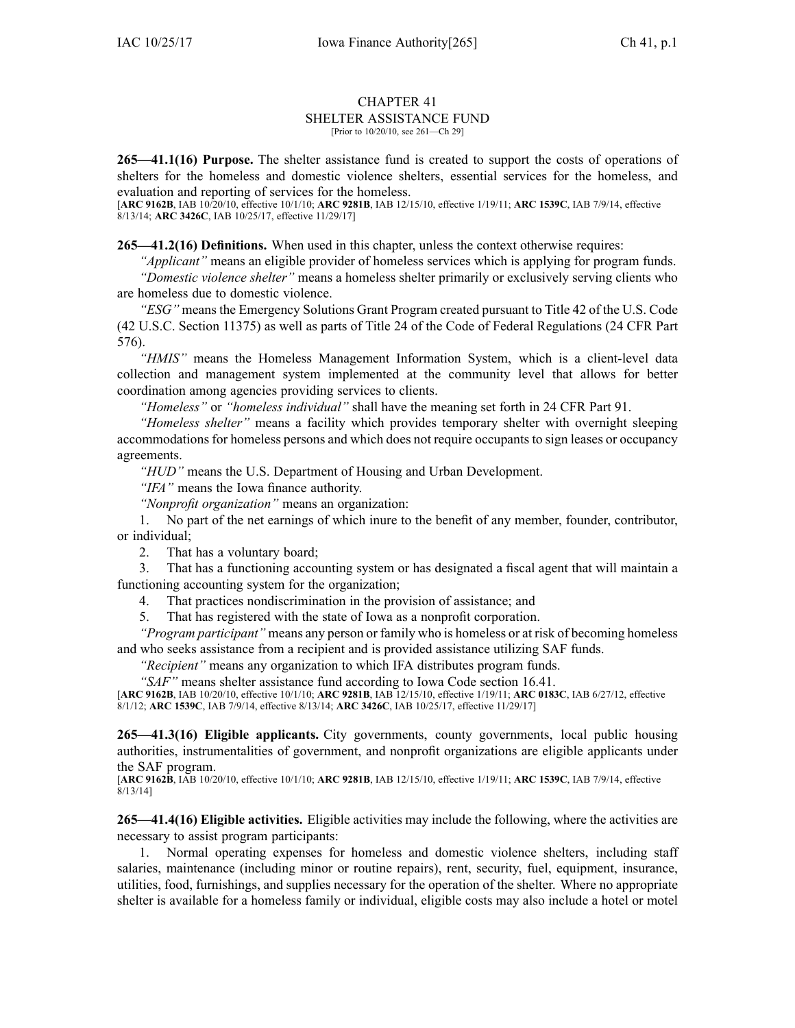# CHAPTER 41
## SHELTER ASSISTANCE FUND

[Prior to 10/20/10, see 261—Ch 29]

**265—41.1(16) Purpose.** The shelter assistance fund is created to support the costs of operations of shelters for the homeless and domestic violence shelters, essential services for the homeless, and evaluation and reporting of services for the homeless.

[**ARC 9162B**, IAB 10/20/10, effective 10/1/10; **ARC 9281B**, IAB 12/15/10, effective 1/19/11; **ARC 1539C**, IAB 7/9/14, effective 8/13/14; **ARC 3426C**, IAB 10/25/17, effective 11/29/17]

**265—41.2(16) Definitions.** When used in this chapter, unless the context otherwise requires:

*"Applicant"* means an eligible provider of homeless services which is applying for program funds.

*"Domestic violence shelter"* means a homeless shelter primarily or exclusively serving clients who are homeless due to domestic violence.

*"ESG"* means the Emergency Solutions Grant Program created pursuant to Title 42 of the U.S. Code (42 U.S.C. Section 11375) as well as parts of Title 24 of the Code of Federal Regulations (24 CFR Part 576).

*"HMIS"* means the Homeless Management Information System, which is a client-level data collection and management system implemented at the community level that allows for better coordination among agencies providing services to clients.

*"Homeless"* or *"homeless individual"* shall have the meaning set forth in 24 CFR Part 91.

*"Homeless shelter"* means a facility which provides temporary shelter with overnight sleeping accommodations for homeless persons and which does not require occupants to sign leases or occupancy agreements.

*"HUD"* means the U.S. Department of Housing and Urban Development.

*"IFA"* means the Iowa finance authority.

*"Nonprofit organization"* means an organization:

1. No part of the net earnings of which inure to the benefit of any member, founder, contributor, or individual;
2. That has a voluntary board;
3. That has a functioning accounting system or has designated a fiscal agent that will maintain a functioning accounting system for the organization;
4. That practices nondiscrimination in the provision of assistance; and
5. That has registered with the state of Iowa as a nonprofit corporation.

*"Program participant"* means any person or family who is homeless or at risk of becoming homeless and who seeks assistance from a recipient and is provided assistance utilizing SAF funds.

*"Recipient"* means any organization to which IFA distributes program funds.

*"SAF"* means shelter assistance fund according to Iowa Code section 16.41.

[**ARC 9162B**, IAB 10/20/10, effective 10/1/10; **ARC 9281B**, IAB 12/15/10, effective 1/19/11; **ARC 0183C**, IAB 6/27/12, effective 8/1/12; **ARC 1539C**, IAB 7/9/14, effective 8/13/14; **ARC 3426C**, IAB 10/25/17, effective 11/29/17]

**265—41.3(16) Eligible applicants.** City governments, county governments, local public housing authorities, instrumentalities of government, and nonprofit organizations are eligible applicants under the SAF program.

[**ARC 9162B**, IAB 10/20/10, effective 10/1/10; **ARC 9281B**, IAB 12/15/10, effective 1/19/11; **ARC 1539C**, IAB 7/9/14, effective 8/13/14]

**265—41.4(16) Eligible activities.** Eligible activities may include the following, where the activities are necessary to assist program participants:

1. Normal operating expenses for homeless and domestic violence shelters, including staff salaries, maintenance (including minor or routine repairs), rent, security, fuel, equipment, insurance, utilities, food, furnishings, and supplies necessary for the operation of the shelter. Where no appropriate shelter is available for a homeless family or individual, eligible costs may also include a hotel or motel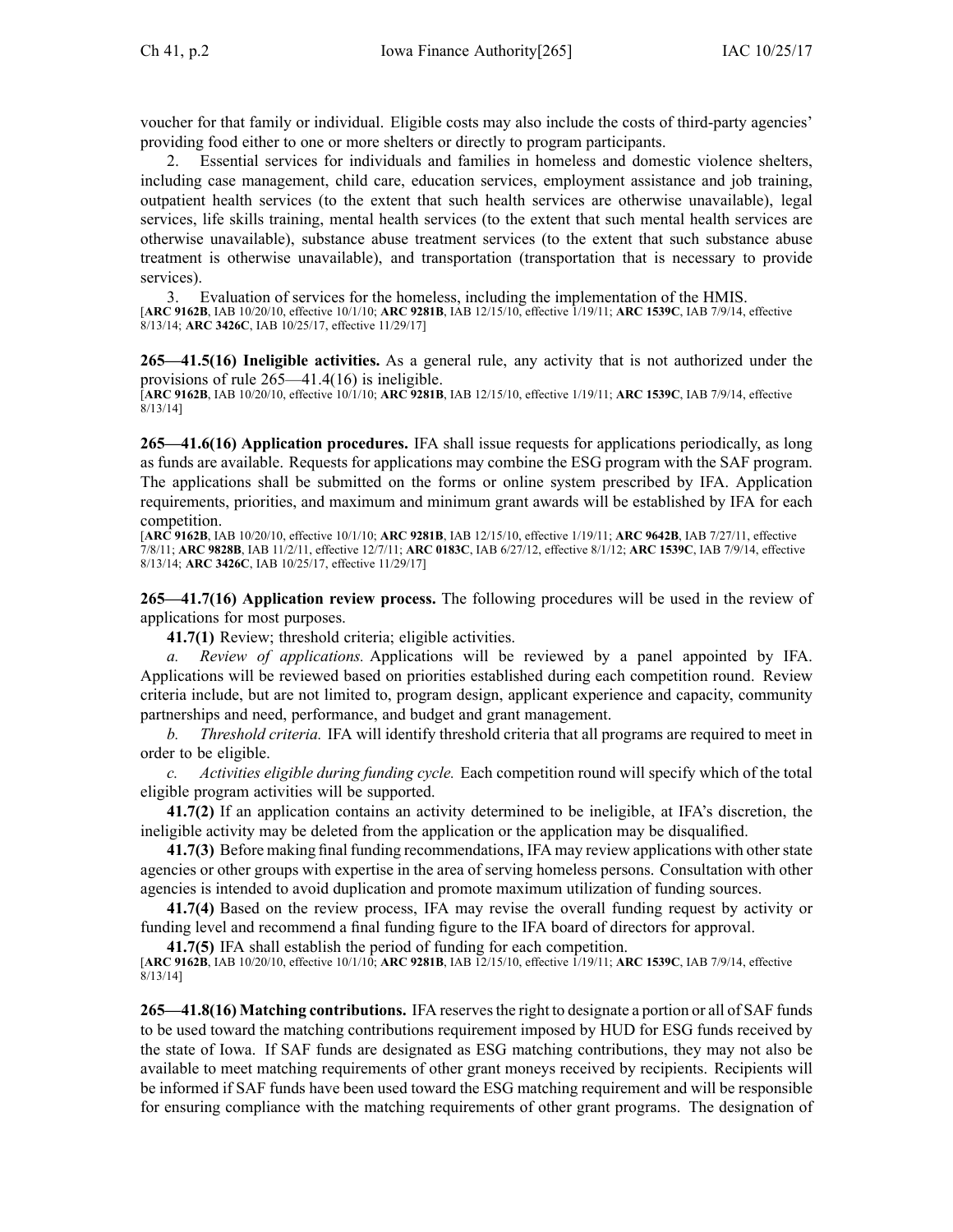voucher for that family or individual. Eligible costs may also include the costs of third-party agencies' providing food either to one or more shelters or directly to program participants.

2. Essential services for individuals and families in homeless and domestic violence shelters, including case management, child care, education services, employment assistance and job training, outpatient health services (to the extent that such health services are otherwise unavailable), legal services, life skills training, mental health services (to the extent that such mental health services are otherwise unavailable), substance abuse treatment services (to the extent that such substance abuse treatment is otherwise unavailable), and transportation (transportation that is necessary to provide services).

3. Evaluation of services for the homeless, including the implementation of the HMIS.

[**ARC 9162B**, IAB 10/20/10, effective 10/1/10; **ARC 9281B**, IAB 12/15/10, effective 1/19/11; **ARC 1539C**, IAB 7/9/14, effective 8/13/14; **ARC 3426C**, IAB 10/25/17, effective 11/29/17]

**265—41.5(16) Ineligible activities.** As a general rule, any activity that is not authorized under the provisions of rule 265—41.4(16) is ineligible.

[**ARC 9162B**, IAB 10/20/10, effective 10/1/10; **ARC 9281B**, IAB 12/15/10, effective 1/19/11; **ARC 1539C**, IAB 7/9/14, effective 8/13/14]

**265—41.6(16) Application procedures.** IFA shall issue requests for applications periodically, as long as funds are available. Requests for applications may combine the ESG program with the SAF program. The applications shall be submitted on the forms or online system prescribed by IFA. Application requirements, priorities, and maximum and minimum grant awards will be established by IFA for each competition.

[**ARC 9162B**, IAB 10/20/10, effective 10/1/10; **ARC 9281B**, IAB 12/15/10, effective 1/19/11; **ARC 9642B**, IAB 7/27/11, effective 7/8/11; **ARC 9828B**, IAB 11/2/11, effective 12/7/11; **ARC 0183C**, IAB 6/27/12, effective 8/1/12; **ARC 1539C**, IAB 7/9/14, effective 8/13/14; **ARC 3426C**, IAB 10/25/17, effective 11/29/17]

**265—41.7(16) Application review process.** The following procedures will be used in the review of applications for most purposes.

**41.7(1)** Review; threshold criteria; eligible activities.

*a. Review of applications.* Applications will be reviewed by a panel appointed by IFA. Applications will be reviewed based on priorities established during each competition round. Review criteria include, but are not limited to, program design, applicant experience and capacity, community partnerships and need, performance, and budget and grant management.

*b. Threshold criteria.* IFA will identify threshold criteria that all programs are required to meet in order to be eligible.

*c. Activities eligible during funding cycle.* Each competition round will specify which of the total eligible program activities will be supported.

**41.7(2)** If an application contains an activity determined to be ineligible, at IFA's discretion, the ineligible activity may be deleted from the application or the application may be disqualified.

**41.7(3)** Before making final funding recommendations, IFA may review applications with other state agencies or other groups with expertise in the area of serving homeless persons. Consultation with other agencies is intended to avoid duplication and promote maximum utilization of funding sources.

**41.7(4)** Based on the review process, IFA may revise the overall funding request by activity or funding level and recommend a final funding figure to the IFA board of directors for approval.

**41.7(5)** IFA shall establish the period of funding for each competition.

[**ARC 9162B**, IAB 10/20/10, effective 10/1/10; **ARC 9281B**, IAB 12/15/10, effective 1/19/11; **ARC 1539C**, IAB 7/9/14, effective 8/13/14]

**265—41.8(16) Matching contributions.** IFA reserves the right to designate a portion or all of SAF funds to be used toward the matching contributions requirement imposed by HUD for ESG funds received by the state of Iowa. If SAF funds are designated as ESG matching contributions, they may not also be available to meet matching requirements of other grant moneys received by recipients. Recipients will be informed if SAF funds have been used toward the ESG matching requirement and will be responsible for ensuring compliance with the matching requirements of other grant programs. The designation of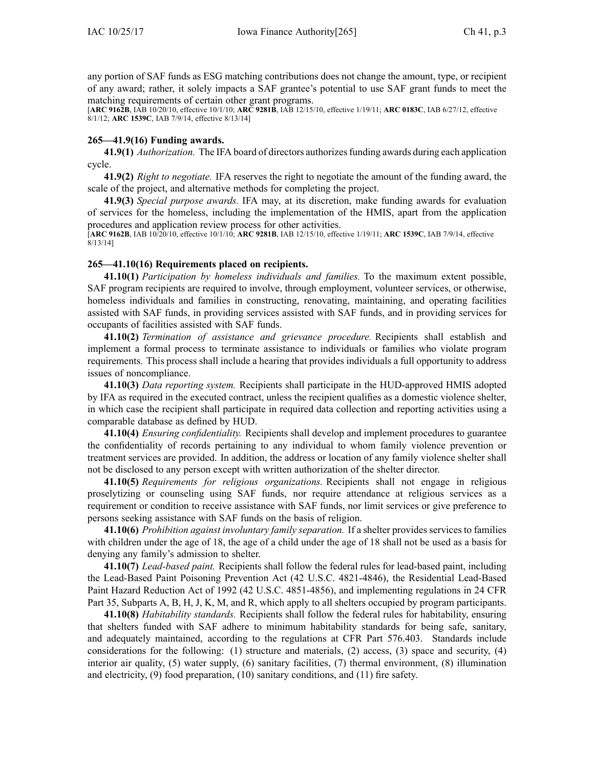any portion of SAF funds as ESG matching contributions does not change the amount, type, or recipient of any award; rather, it solely impacts a SAF grantee's potential to use SAF grant funds to meet the matching requirements of certain other grant programs.

[**ARC 9162B**, IAB 10/20/10, effective 10/1/10; **ARC 9281B**, IAB 12/15/10, effective 1/19/11; **ARC 0183C**, IAB 6/27/12, effective 8/1/12; **ARC 1539C**, IAB 7/9/14, effective 8/13/14]

### 265—41.9(16) Funding awards.

**41.9(1)** *Authorization.* The IFA board of directors authorizes funding awards during each application cycle.

**41.9(2)** *Right to negotiate.* IFA reserves the right to negotiate the amount of the funding award, the scale of the project, and alternative methods for completing the project.

**41.9(3)** *Special purpose awards.* IFA may, at its discretion, make funding awards for evaluation of services for the homeless, including the implementation of the HMIS, apart from the application procedures and application review process for other activities.

[**ARC 9162B**, IAB 10/20/10, effective 10/1/10; **ARC 9281B**, IAB 12/15/10, effective 1/19/11; **ARC 1539C**, IAB 7/9/14, effective 8/13/14]

### 265—41.10(16) Requirements placed on recipients.

**41.10(1)** *Participation by homeless individuals and families.* To the maximum extent possible, SAF program recipients are required to involve, through employment, volunteer services, or otherwise, homeless individuals and families in constructing, renovating, maintaining, and operating facilities assisted with SAF funds, in providing services assisted with SAF funds, and in providing services for occupants of facilities assisted with SAF funds.

**41.10(2)** *Termination of assistance and grievance procedure.* Recipients shall establish and implement a formal process to terminate assistance to individuals or families who violate program requirements. This process shall include a hearing that provides individuals a full opportunity to address issues of noncompliance.

**41.10(3)** *Data reporting system.* Recipients shall participate in the HUD-approved HMIS adopted by IFA as required in the executed contract, unless the recipient qualifies as a domestic violence shelter, in which case the recipient shall participate in required data collection and reporting activities using a comparable database as defined by HUD.

**41.10(4)** *Ensuring confidentiality.* Recipients shall develop and implement procedures to guarantee the confidentiality of records pertaining to any individual to whom family violence prevention or treatment services are provided. In addition, the address or location of any family violence shelter shall not be disclosed to any person except with written authorization of the shelter director.

**41.10(5)** *Requirements for religious organizations.* Recipients shall not engage in religious proselytizing or counseling using SAF funds, nor require attendance at religious services as a requirement or condition to receive assistance with SAF funds, nor limit services or give preference to persons seeking assistance with SAF funds on the basis of religion.

**41.10(6)** *Prohibition against involuntary family separation.* If a shelter provides services to families with children under the age of 18, the age of a child under the age of 18 shall not be used as a basis for denying any family's admission to shelter.

**41.10(7)** *Lead-based paint.* Recipients shall follow the federal rules for lead-based paint, including the Lead-Based Paint Poisoning Prevention Act (42 U.S.C. 4821-4846), the Residential Lead-Based Paint Hazard Reduction Act of 1992 (42 U.S.C. 4851-4856), and implementing regulations in 24 CFR Part 35, Subparts A, B, H, J, K, M, and R, which apply to all shelters occupied by program participants.

**41.10(8)** *Habitability standards.* Recipients shall follow the federal rules for habitability, ensuring that shelters funded with SAF adhere to minimum habitability standards for being safe, sanitary, and adequately maintained, according to the regulations at CFR Part 576.403. Standards include considerations for the following: (1) structure and materials, (2) access, (3) space and security, (4) interior air quality, (5) water supply, (6) sanitary facilities, (7) thermal environment, (8) illumination and electricity, (9) food preparation, (10) sanitary conditions, and (11) fire safety.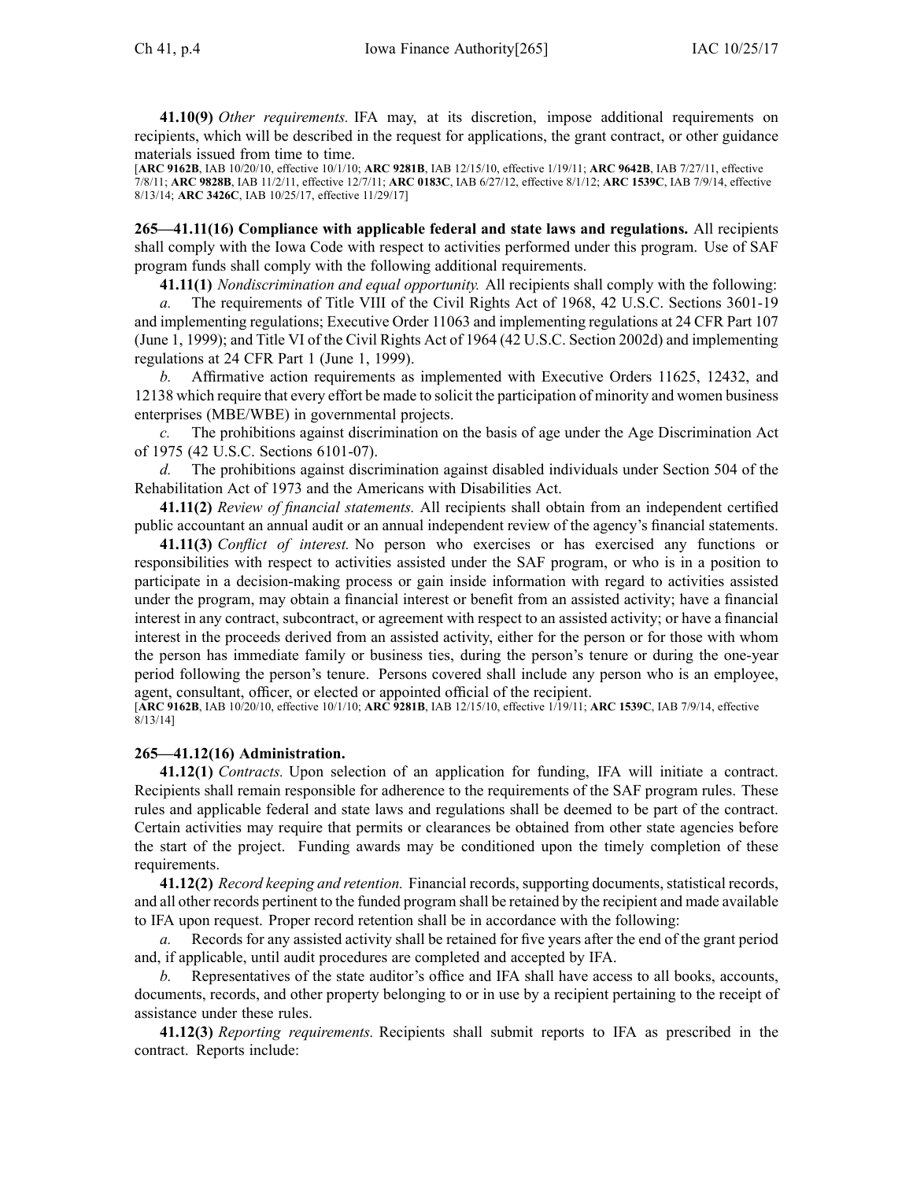**41.10(9)** *Other requirements.* IFA may, at its discretion, impose additional requirements on recipients, which will be described in the request for applications, the grant contract, or other guidance materials issued from time to time.

[**ARC 9162B**, IAB 10/20/10, effective 10/1/10; **ARC 9281B**, IAB 12/15/10, effective 1/19/11; **ARC 9642B**, IAB 7/27/11, effective 7/8/11; **ARC 9828B**, IAB 11/2/11, effective 12/7/11; **ARC 0183C**, IAB 6/27/12, effective 8/1/12; **ARC 1539C**, IAB 7/9/14, effective 8/13/14; **ARC 3426C**, IAB 10/25/17, effective 11/29/17]

**265—41.11(16) Compliance with applicable federal and state laws and regulations.** All recipients shall comply with the Iowa Code with respect to activities performed under this program. Use of SAF program funds shall comply with the following additional requirements.

**41.11(1)** *Nondiscrimination and equal opportunity.* All recipients shall comply with the following:

*a.* The requirements of Title VIII of the Civil Rights Act of 1968, 42 U.S.C. Sections 3601-19 and implementing regulations; Executive Order 11063 and implementing regulations at 24 CFR Part 107 (June 1, 1999); and Title VI of the Civil Rights Act of 1964 (42 U.S.C. Section 2002d) and implementing regulations at 24 CFR Part 1 (June 1, 1999).

*b.* Affirmative action requirements as implemented with Executive Orders 11625, 12432, and 12138 which require that every effort be made to solicit the participation of minority and women business enterprises (MBE/WBE) in governmental projects.

*c.* The prohibitions against discrimination on the basis of age under the Age Discrimination Act of 1975 (42 U.S.C. Sections 6101-07).

*d.* The prohibitions against discrimination against disabled individuals under Section 504 of the Rehabilitation Act of 1973 and the Americans with Disabilities Act.

**41.11(2)** *Review of financial statements.* All recipients shall obtain from an independent certified public accountant an annual audit or an annual independent review of the agency's financial statements.

**41.11(3)** *Conflict of interest.* No person who exercises or has exercised any functions or responsibilities with respect to activities assisted under the SAF program, or who is in a position to participate in a decision-making process or gain inside information with regard to activities assisted under the program, may obtain a financial interest or benefit from an assisted activity; have a financial interest in any contract, subcontract, or agreement with respect to an assisted activity; or have a financial interest in the proceeds derived from an assisted activity, either for the person or for those with whom the person has immediate family or business ties, during the person's tenure or during the one-year period following the person's tenure. Persons covered shall include any person who is an employee, agent, consultant, officer, or elected or appointed official of the recipient.

[**ARC 9162B**, IAB 10/20/10, effective 10/1/10; **ARC 9281B**, IAB 12/15/10, effective 1/19/11; **ARC 1539C**, IAB 7/9/14, effective 8/13/14]

**265—41.12(16) Administration.**

**41.12(1)** *Contracts.* Upon selection of an application for funding, IFA will initiate a contract. Recipients shall remain responsible for adherence to the requirements of the SAF program rules. These rules and applicable federal and state laws and regulations shall be deemed to be part of the contract. Certain activities may require that permits or clearances be obtained from other state agencies before the start of the project. Funding awards may be conditioned upon the timely completion of these requirements.

**41.12(2)** *Record keeping and retention.* Financial records, supporting documents, statistical records, and all other records pertinent to the funded program shall be retained by the recipient and made available to IFA upon request. Proper record retention shall be in accordance with the following:

*a.* Records for any assisted activity shall be retained for five years after the end of the grant period and, if applicable, until audit procedures are completed and accepted by IFA.

*b.* Representatives of the state auditor's office and IFA shall have access to all books, accounts, documents, records, and other property belonging to or in use by a recipient pertaining to the receipt of assistance under these rules.

**41.12(3)** *Reporting requirements.* Recipients shall submit reports to IFA as prescribed in the contract. Reports include: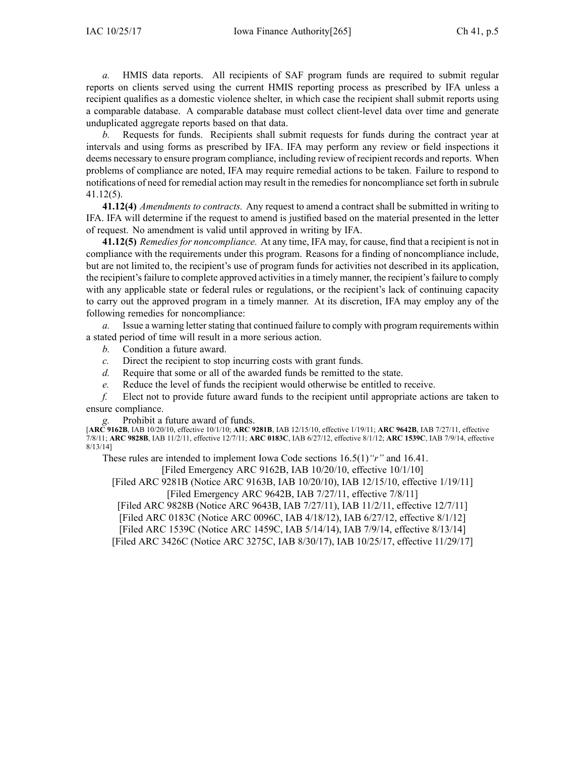*a.* HMIS data reports. All recipients of SAF program funds are required to submit regular reports on clients served using the current HMIS reporting process as prescribed by IFA unless a recipient qualifies as a domestic violence shelter, in which case the recipient shall submit reports using a comparable database. A comparable database must collect client-level data over time and generate unduplicated aggregate reports based on that data.

*b.* Requests for funds. Recipients shall submit requests for funds during the contract year at intervals and using forms as prescribed by IFA. IFA may perform any review or field inspections it deems necessary to ensure program compliance, including review of recipient records and reports. When problems of compliance are noted, IFA may require remedial actions to be taken. Failure to respond to notifications of need for remedial action may result in the remedies for noncompliance set forth in subrule 41.12(5).

**41.12(4)** *Amendments to contracts.* Any request to amend a contract shall be submitted in writing to IFA. IFA will determine if the request to amend is justified based on the material presented in the letter of request. No amendment is valid until approved in writing by IFA.

**41.12(5)** *Remedies for noncompliance.* At any time, IFA may, for cause, find that a recipient is not in compliance with the requirements under this program. Reasons for a finding of noncompliance include, but are not limited to, the recipient's use of program funds for activities not described in its application, the recipient's failure to complete approved activities in a timely manner, the recipient's failure to comply with any applicable state or federal rules or regulations, or the recipient's lack of continuing capacity to carry out the approved program in a timely manner. At its discretion, IFA may employ any of the following remedies for noncompliance:

*a.* Issue a warning letter stating that continued failure to comply with program requirements within a stated period of time will result in a more serious action.

*b.* Condition a future award.

*c.* Direct the recipient to stop incurring costs with grant funds.

*d.* Require that some or all of the awarded funds be remitted to the state.

*e.* Reduce the level of funds the recipient would otherwise be entitled to receive.

*f.* Elect not to provide future award funds to the recipient until appropriate actions are taken to ensure compliance.

*g.* Prohibit a future award of funds.

[**ARC 9162B**, IAB 10/20/10, effective 10/1/10; **ARC 9281B**, IAB 12/15/10, effective 1/19/11; **ARC 9642B**, IAB 7/27/11, effective 7/8/11; **ARC 9828B**, IAB 11/2/11, effective 12/7/11; **ARC 0183C**, IAB 6/27/12, effective 8/1/12; **ARC 1539C**, IAB 7/9/14, effective 8/13/14]

These rules are intended to implement Iowa Code sections 16.5(1)*"r"* and 16.41.

[Filed Emergency ARC 9162B, IAB 10/20/10, effective 10/1/10]

[Filed ARC 9281B (Notice ARC 9163B, IAB 10/20/10), IAB 12/15/10, effective 1/19/11]

[Filed Emergency ARC 9642B, IAB 7/27/11, effective 7/8/11]

[Filed ARC 9828B (Notice ARC 9643B, IAB 7/27/11), IAB 11/2/11, effective 12/7/11]

[Filed ARC 0183C (Notice ARC 0096C, IAB 4/18/12), IAB 6/27/12, effective 8/1/12]

[Filed ARC 1539C (Notice ARC 1459C, IAB 5/14/14), IAB 7/9/14, effective 8/13/14]

[Filed ARC 3426C (Notice ARC 3275C, IAB 8/30/17), IAB 10/25/17, effective 11/29/17]